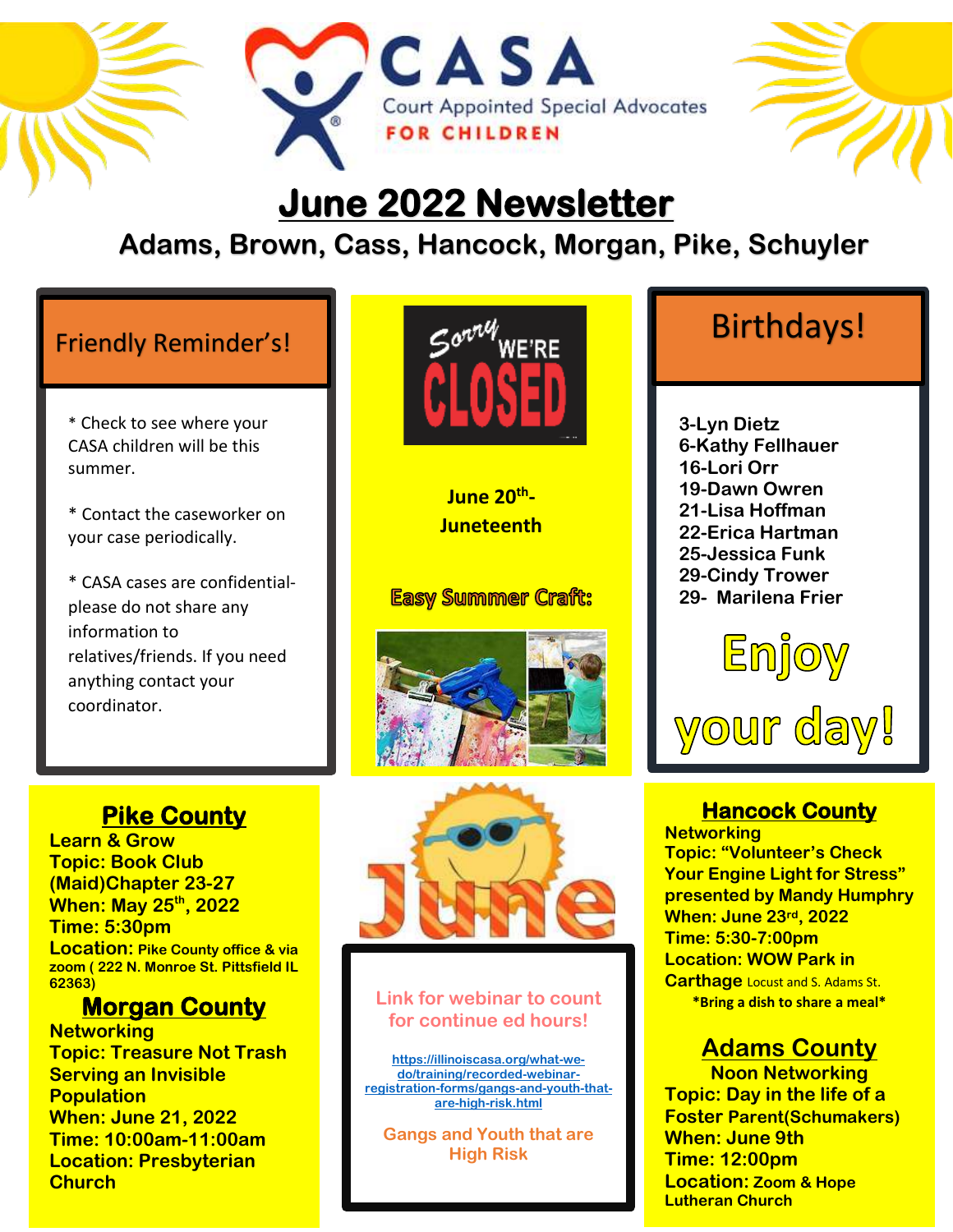CASA
Court Appointed Special Advocates
FOR CHILDREN

# June 2022 Newsletter

## Adams, Brown, Cass, Hancock, Morgan, Pike, Schuyler

## Friendly Reminder's!

* Check to see where your CASA children will be this summer.

* Contact the caseworker on your case periodically.

* CASA cases are confidential- please do not share any information to relatives/friends. If you need anything contact your coordinator.

Sorry WE'RE CLOSED

**June 20th- Juneteenth**

**Easy Summer Craft:**

## Birthdays!

**3-Lyn Dietz**
**6-Kathy Fellhauer**
**16-Lori Orr**
**19-Dawn Owren**
**21-Lisa Hoffman**
**22-Erica Hartman**
**25-Jessica Funk**
**29-Cindy Trower**
**29- Marilena Frier**

**Enjoy your day!**

## Pike County

**Learn & Grow**
**Topic: Book Club (Maid)Chapter 23-27**
**When: May 25th, 2022**
**Time: 5:30pm**
**Location: Pike County office & via zoom ( 222 N. Monroe St. Pittsfield IL 62363)**

## Morgan County

**Networking**
**Topic: Treasure Not Trash Serving an Invisible Population**
**When: June 21, 2022**
**Time: 10:00am-11:00am**
**Location: Presbyterian Church**

June

Link for webinar to count for continue ed hours!

https://illinoiscasa.org/what-we-do/training/recorded-webinar-registration-forms/gangs-and-youth-that-are-high-risk.html

Gangs and Youth that are High Risk

## Hancock County

**Networking**
**Topic: "Volunteer's Check Your Engine Light for Stress" presented by Mandy Humphry**
**When: June 23rd, 2022**
**Time: 5:30-7:00pm**
**Location: WOW Park in Carthage** Locust and S. Adams St.

***Bring a dish to share a meal***

## Adams County

**Noon Networking**
**Topic: Day in the life of a Foster Parent(Schumakers)**
**When: June 9th**
**Time: 12:00pm**
**Location: Zoom & Hope Lutheran Church**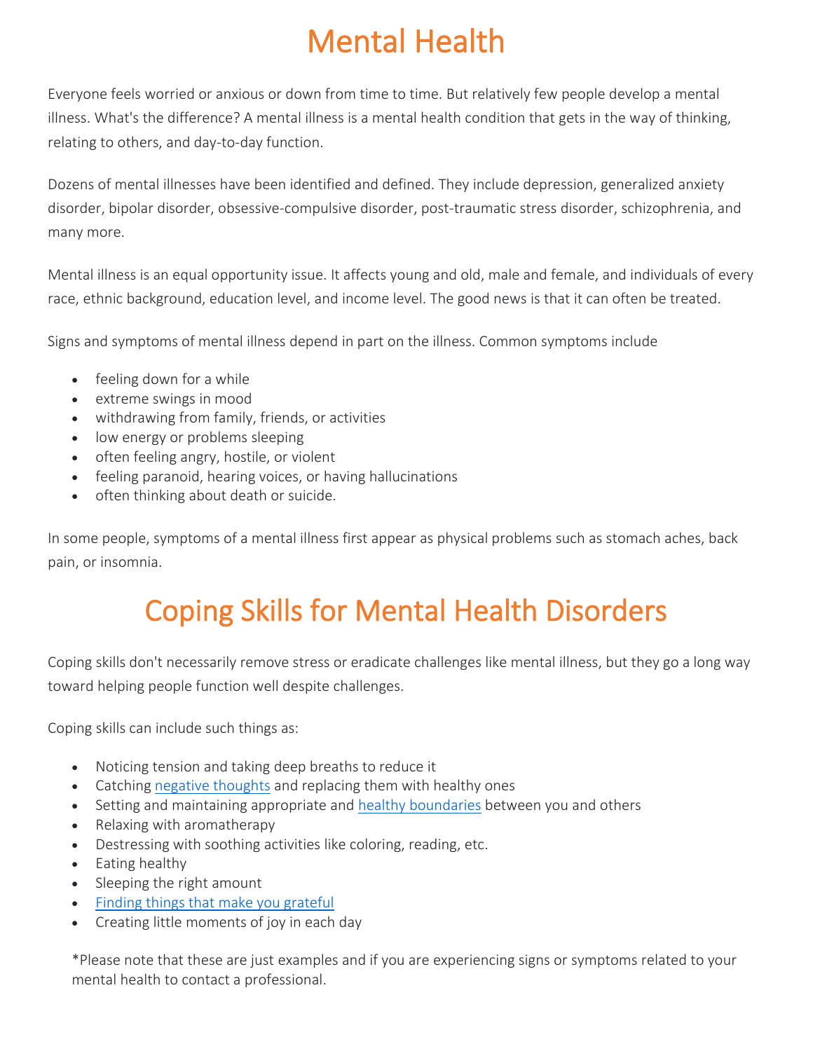# Mental Health

Everyone feels worried or anxious or down from time to time. But relatively few people develop a mental illness. What's the difference? A mental illness is a mental health condition that gets in the way of thinking, relating to others, and day-to-day function.

Dozens of mental illnesses have been identified and defined. They include depression, generalized anxiety disorder, bipolar disorder, obsessive-compulsive disorder, post-traumatic stress disorder, schizophrenia, and many more.

Mental illness is an equal opportunity issue. It affects young and old, male and female, and individuals of every race, ethnic background, education level, and income level. The good news is that it can often be treated.

Signs and symptoms of mental illness depend in part on the illness. Common symptoms include

- feeling down for a while
- extreme swings in mood
- withdrawing from family, friends, or activities
- low energy or problems sleeping
- often feeling angry, hostile, or violent
- feeling paranoid, hearing voices, or having hallucinations
- often thinking about death or suicide.

In some people, symptoms of a mental illness first appear as physical problems such as stomach aches, back pain, or insomnia.

# Coping Skills for Mental Health Disorders

Coping skills don't necessarily remove stress or eradicate challenges like mental illness, but they go a long way toward helping people function well despite challenges.

Coping skills can include such things as:

- Noticing tension and taking deep breaths to reduce it
- Catching negative thoughts and replacing them with healthy ones
- Setting and maintaining appropriate and healthy boundaries between you and others
- Relaxing with aromatherapy
- Destressing with soothing activities like coloring, reading, etc.
- Eating healthy
- Sleeping the right amount
- Finding things that make you grateful
- Creating little moments of joy in each day

*Please note that these are just examples and if you are experiencing signs or symptoms related to your mental health to contact a professional.